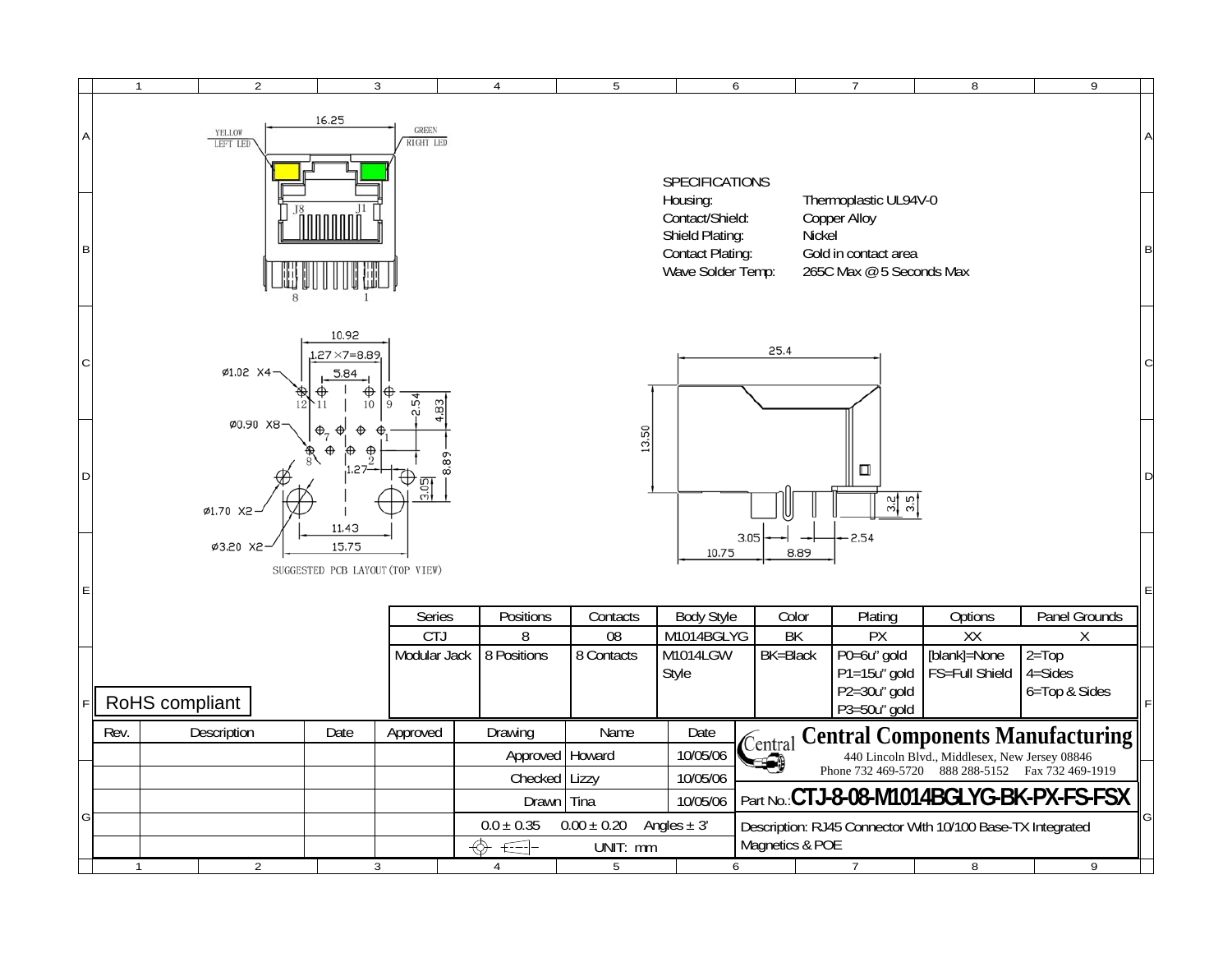YELLOW LEFT LED

GREEN RIGHT LED

16.25

J8 J1

8 1

10.92

1.27×7=8.89

5.84

Ø1.02 X4

Ø0.90 X8

Ø1.70 X2

Ø3.20 X2

2.54

4.83

8.89

3.05

1.27

11.43

15.75

SUGGESTED PCB LAYOUT(TOP VIEW)

## SPECIFICATIONS

| | |
|---|---|
| Housing: | Thermoplastic UL94V-0 |
| Contact/Shield: | Copper Alloy |
| Shield Plating: | Nickel |
| Contact Plating: | Gold in contact area |
| Wave Solder Temp: | 265C Max @ 5 Seconds Max |

25.4

13.50

3.2

3.5

3.05

2.54

10.75

8.89

| Series | Positions | Contacts | Body Style | Color | Plating | Options | Panel Grounds |
|---|---|---|---|---|---|---|---|
| CTJ | 8 | 08 | M1014BGLYG | BK | PX | XX | X |
| Modular Jack | 8 Positions | 8 Contacts | M1014LGW Style | BK=Black | P0=6u" gold<br>P1=15u" gold<br>P2=30u" gold<br>P3=50u" gold | [blank]=None<br>FS=Full Shield | 2=Top<br>4=Sides<br>6=Top & Sides |

RoHS compliant

| Rev. | Description | Date | Approved |
|---|---|---|---|
| | | | |

| Drawing | Name | Date |
|---|---|---|
| Approved | Howard | 10/05/06 |
| Checked | Lizzy | 10/05/06 |
| Drawn | Tina | 10/05/06 |

$0.0 \pm 0.35$ $0.00 \pm 0.20$ Angles $\pm 3'$

UNIT: mm

**Central Components Manufacturing**

440 Lincoln Blvd., Middlesex, New Jersey 08846

Phone 732 469-5720 888 288-5152 Fax 732 469-1919

Part No.: **CTJ-8-08-M1014BGLYG-BK-PX-FS-FSX**

Description: RJ45 Connector With 10/100 Base-TX Integrated Magnetics & POE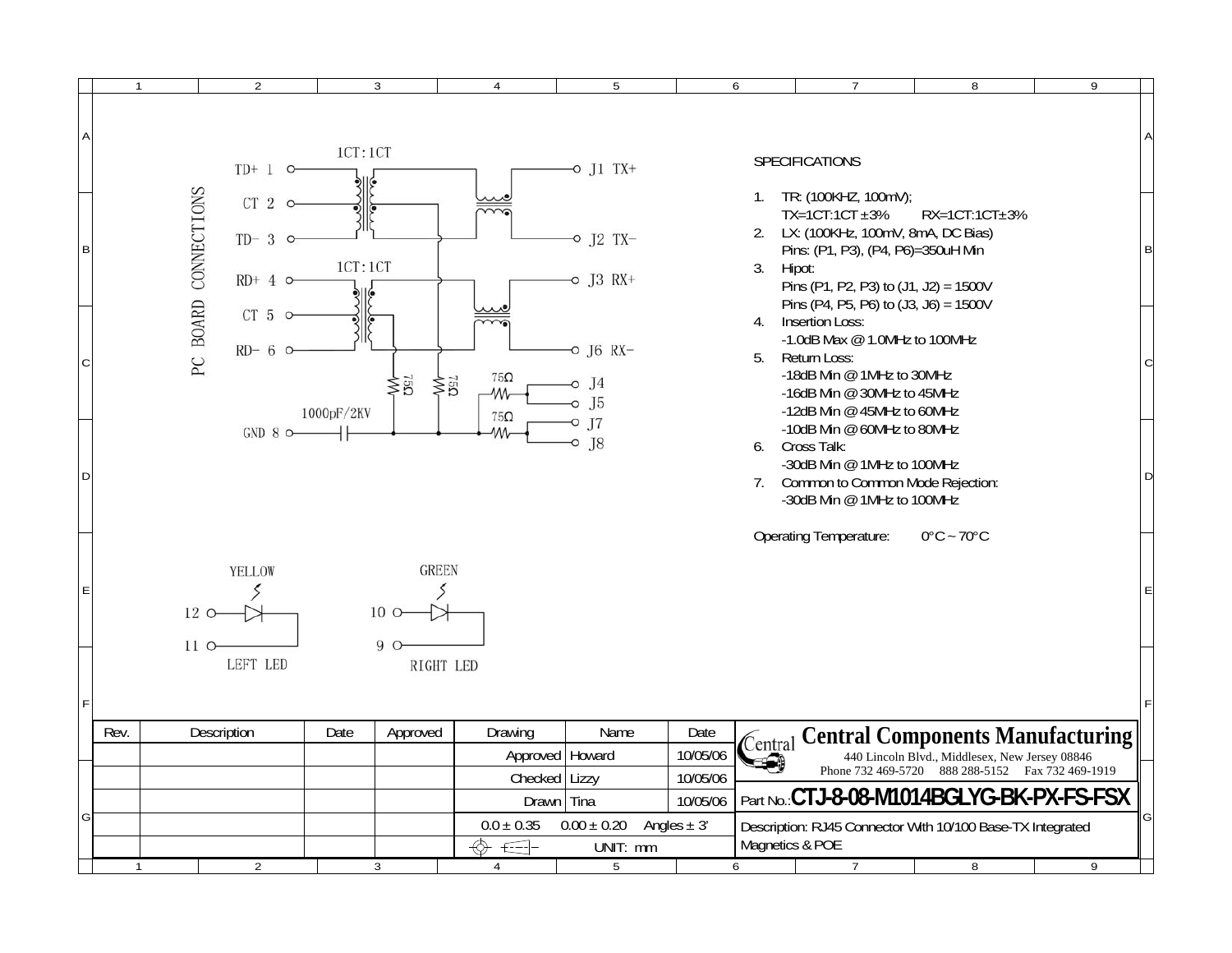PC BOARD CONNECTIONS

TD+ 1
CT 2
TD− 3
RD+ 4
CT 5
RD− 6
GND 8

1CT:1CT
1CT:1CT

J1 TX+
J2 TX−
J3 RX+
J6 RX−
J4
J5
J7
J8

75Ω
75Ω
75Ω
75Ω
1000pF/2KV

YELLOW
12
11
LEFT LED

GREEN
10
9
RIGHT LED

SPECIFICATIONS

1. TR: (100KHZ, 100mV);
   TX=1CT:1CT ±3%   RX=1CT:1CT±3%
2. LX: (100KHz, 100mV, 8mA, DC Bias)
   Pins: (P1, P3), (P4, P6)=350uH Min
3. Hipot:
   Pins (P1, P2, P3) to (J1, J2) = 1500V
   Pins (P4, P5, P6) to (J3, J6) = 1500V
4. Insertion Loss:
   -1.0dB Max @ 1.0MHz to 100MHz
5. Return Loss:
   -18dB Min @ 1MHz to 30MHz
   -16dB Min @ 30MHz to 45MHz
   -12dB Min @ 45MHz to 60MHz
   -10dB Min @ 60MHz to 80MHz
6. Cross Talk:
   -30dB Min @ 1MHz to 100MHz
7. Common to Common Mode Rejection:
   -30dB Min @ 1MHz to 100MHz

Operating Temperature: 0°C ~ 70°C

| Rev. | Description | Date | Approved | Drawing | Name | Date |
|---|---|---|---|---|---|---|
| | | | | Approved | Howard | 10/05/06 |
| | | | | Checked | Lizzy | 10/05/06 |
| | | | | Drawn | Tina | 10/05/06 |
| | | | | 0.0 ± 0.35 | 0.00 ± 0.20 | Angles ± 3' |
| | | | | | UNIT: mm | |

**Central Components Manufacturing**
440 Lincoln Blvd., Middlesex, New Jersey 08846
Phone 732 469-5720 888 288-5152 Fax 732 469-1919

Part No.: **CTJ-8-08-M1014BGLYG-BK-PX-FS-FSX**

Description: RJ45 Connector With 10/100 Base-TX Integrated Magnetics & POE